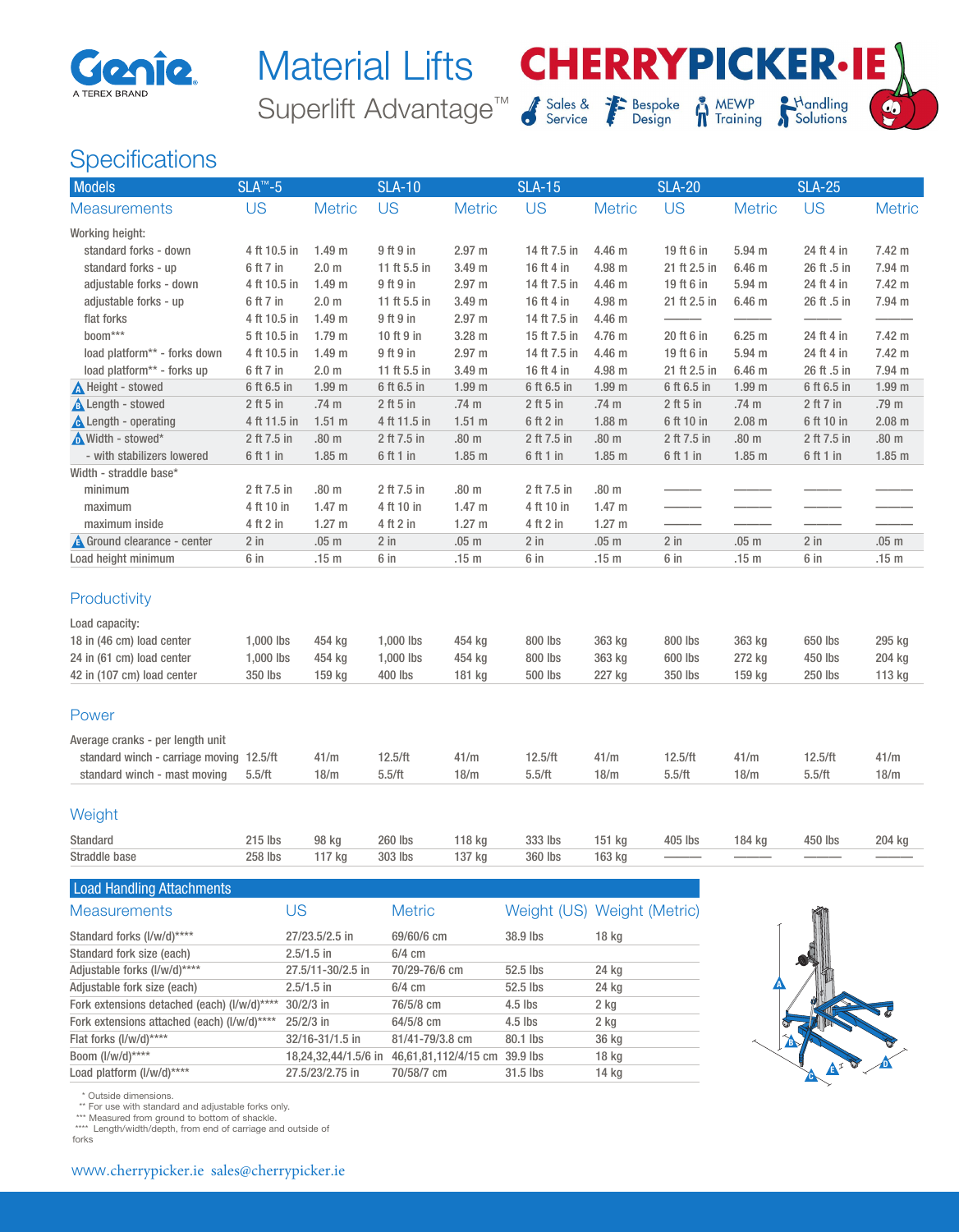# Material Lifts

## Superlift Advantage™

CHERRYPICKER·IE — Sales & Service · Bespoke Design · MEWP Training · Handling Solutions

## Specifications

| Models | SLA™-5 | | SLA-10 | | SLA-15 | | SLA-20 | | SLA-25 | |
|---|---|---|---|---|---|---|---|---|---|---|
| Measurements | US | Metric | US | Metric | US | Metric | US | Metric | US | Metric |
| Working height: | | | | | | | | | | |
| standard forks - down | 4 ft 10.5 in | 1.49 m | 9 ft 9 in | 2.97 m | 14 ft 7.5 in | 4.46 m | 19 ft 6 in | 5.94 m | 24 ft 4 in | 7.42 m |
| standard forks - up | 6 ft 7 in | 2.0 m | 11 ft 5.5 in | 3.49 m | 16 ft 4 in | 4.98 m | 21 ft 2.5 in | 6.46 m | 26 ft .5 in | 7.94 m |
| adjustable forks - down | 4 ft 10.5 in | 1.49 m | 9 ft 9 in | 2.97 m | 14 ft 7.5 in | 4.46 m | 19 ft 6 in | 5.94 m | 24 ft 4 in | 7.42 m |
| adjustable forks - up | 6 ft 7 in | 2.0 m | 11 ft 5.5 in | 3.49 m | 16 ft 4 in | 4.98 m | 21 ft 2.5 in | 6.46 m | 26 ft .5 in | 7.94 m |
| flat forks | 4 ft 10.5 in | 1.49 m | 9 ft 9 in | 2.97 m | 14 ft 7.5 in | 4.46 m | ——— | ——— | ——— | ——— |
| boom*** | 5 ft 10.5 in | 1.79 m | 10 ft 9 in | 3.28 m | 15 ft 7.5 in | 4.76 m | 20 ft 6 in | 6.25 m | 24 ft 4 in | 7.42 m |
| load platform** - forks down | 4 ft 10.5 in | 1.49 m | 9 ft 9 in | 2.97 m | 14 ft 7.5 in | 4.46 m | 19 ft 6 in | 5.94 m | 24 ft 4 in | 7.42 m |
| load platform** - forks up | 6 ft 7 in | 2.0 m | 11 ft 5.5 in | 3.49 m | 16 ft 4 in | 4.98 m | 21 ft 2.5 in | 6.46 m | 26 ft .5 in | 7.94 m |
| A Height - stowed | 6 ft 6.5 in | 1.99 m | 6 ft 6.5 in | 1.99 m | 6 ft 6.5 in | 1.99 m | 6 ft 6.5 in | 1.99 m | 6 ft 6.5 in | 1.99 m |
| B Length - stowed | 2 ft 5 in | .74 m | 2 ft 5 in | .74 m | 2 ft 5 in | .74 m | 2 ft 5 in | .74 m | 2 ft 7 in | .79 m |
| C Length - operating | 4 ft 11.5 in | 1.51 m | 4 ft 11.5 in | 1.51 m | 6 ft 2 in | 1.88 m | 6 ft 10 in | 2.08 m | 6 ft 10 in | 2.08 m |
| D Width - stowed* | 2 ft 7.5 in | .80 m | 2 ft 7.5 in | .80 m | 2 ft 7.5 in | .80 m | 2 ft 7.5 in | .80 m | 2 ft 7.5 in | .80 m |
| - with stabilizers lowered | 6 ft 1 in | 1.85 m | 6 ft 1 in | 1.85 m | 6 ft 1 in | 1.85 m | 6 ft 1 in | 1.85 m | 6 ft 1 in | 1.85 m |
| Width - straddle base* | | | | | | | | | | |
| minimum | 2 ft 7.5 in | .80 m | 2 ft 7.5 in | .80 m | 2 ft 7.5 in | .80 m | ——— | ——— | ——— | ——— |
| maximum | 4 ft 10 in | 1.47 m | 4 ft 10 in | 1.47 m | 4 ft 10 in | 1.47 m | ——— | ——— | ——— | ——— |
| maximum inside | 4 ft 2 in | 1.27 m | 4 ft 2 in | 1.27 m | 4 ft 2 in | 1.27 m | ——— | ——— | ——— | ——— |
| E Ground clearance - center | 2 in | .05 m | 2 in | .05 m | 2 in | .05 m | 2 in | .05 m | 2 in | .05 m |
| Load height minimum | 6 in | .15 m | 6 in | .15 m | 6 in | .15 m | 6 in | .15 m | 6 in | .15 m |

### Productivity

| | SLA™-5 US | SLA™-5 Metric | SLA-10 US | SLA-10 Metric | SLA-15 US | SLA-15 Metric | SLA-20 US | SLA-20 Metric | SLA-25 US | SLA-25 Metric |
|---|---|---|---|---|---|---|---|---|---|---|
| Load capacity: | | | | | | | | | | |
| 18 in (46 cm) load center | 1,000 lbs | 454 kg | 1,000 lbs | 454 kg | 800 lbs | 363 kg | 800 lbs | 363 kg | 650 lbs | 295 kg |
| 24 in (61 cm) load center | 1,000 lbs | 454 kg | 1,000 lbs | 454 kg | 800 lbs | 363 kg | 600 lbs | 272 kg | 450 lbs | 204 kg |
| 42 in (107 cm) load center | 350 lbs | 159 kg | 400 lbs | 181 kg | 500 lbs | 227 kg | 350 lbs | 159 kg | 250 lbs | 113 kg |

### Power

| | SLA™-5 US | SLA™-5 Metric | SLA-10 US | SLA-10 Metric | SLA-15 US | SLA-15 Metric | SLA-20 US | SLA-20 Metric | SLA-25 US | SLA-25 Metric |
|---|---|---|---|---|---|---|---|---|---|---|
| Average cranks - per length unit | | | | | | | | | | |
| standard winch - carriage moving | 12.5/ft | 41/m | 12.5/ft | 41/m | 12.5/ft | 41/m | 12.5/ft | 41/m | 12.5/ft | 41/m |
| standard winch - mast moving | 5.5/ft | 18/m | 5.5/ft | 18/m | 5.5/ft | 18/m | 5.5/ft | 18/m | 5.5/ft | 18/m |

### Weight

| | SLA™-5 US | SLA™-5 Metric | SLA-10 US | SLA-10 Metric | SLA-15 US | SLA-15 Metric | SLA-20 US | SLA-20 Metric | SLA-25 US | SLA-25 Metric |
|---|---|---|---|---|---|---|---|---|---|---|
| Standard | 215 lbs | 98 kg | 260 lbs | 118 kg | 333 lbs | 151 kg | 405 lbs | 184 kg | 450 lbs | 204 kg |
| Straddle base | 258 lbs | 117 kg | 303 lbs | 137 kg | 360 lbs | 163 kg | ——— | ——— | ——— | ——— |

### Load Handling Attachments

| Measurements | US | Metric | Weight (US) | Weight (Metric) |
|---|---|---|---|---|
| Standard forks (l/w/d)**** | 27/23.5/2.5 in | 69/60/6 cm | 38.9 lbs | 18 kg |
| Standard fork size (each) | 2.5/1.5 in | 6/4 cm | | |
| Adjustable forks (l/w/d)**** | 27.5/11-30/2.5 in | 70/29-76/6 cm | 52.5 lbs | 24 kg |
| Adjustable fork size (each) | 2.5/1.5 in | 6/4 cm | 52.5 lbs | 24 kg |
| Fork extensions detached (each) (l/w/d)**** | 30/2/3 in | 76/5/8 cm | 4.5 lbs | 2 kg |
| Fork extensions attached (each) (l/w/d)**** | 25/2/3 in | 64/5/8 cm | 4.5 lbs | 2 kg |
| Flat forks (l/w/d)**** | 32/16-31/1.5 in | 81/41-79/3.8 cm | 80.1 lbs | 36 kg |
| Boom (l/w/d)**** | 18,24,32,44/1.5/6 in | 46,61,81,112/4/15 cm | 39.9 lbs | 18 kg |
| Load platform (l/w/d)**** | 27.5/23/2.75 in | 70/58/7 cm | 31.5 lbs | 14 kg |

\* Outside dimensions.
** For use with standard and adjustable forks only.
*** Measured from ground to bottom of shackle.
**** Length/width/depth, from end of carriage and outside of forks

www.cherrypicker.ie sales@cherrypicker.ie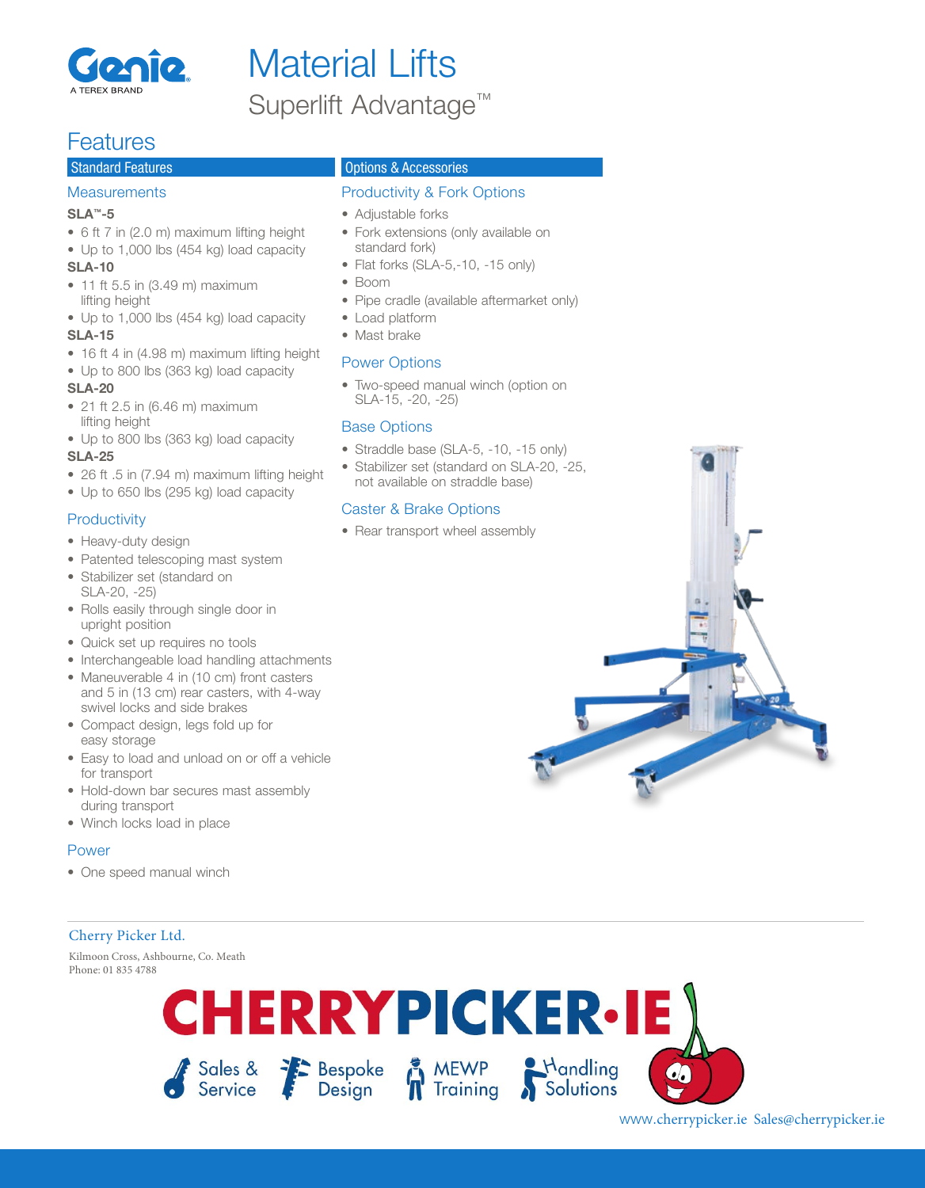Genie
A TEREX BRAND

# Material Lifts

## Superlift Advantage™

## Features

### Standard Features

#### Measurements

**SLA™-5**

- 6 ft 7 in (2.0 m) maximum lifting height
- Up to 1,000 lbs (454 kg) load capacity

**SLA-10**

- 11 ft 5.5 in (3.49 m) maximum lifting height
- Up to 1,000 lbs (454 kg) load capacity

**SLA-15**

- 16 ft 4 in (4.98 m) maximum lifting height
- Up to 800 lbs (363 kg) load capacity

**SLA-20**

- 21 ft 2.5 in (6.46 m) maximum lifting height
- Up to 800 lbs (363 kg) load capacity

**SLA-25**

- 26 ft .5 in (7.94 m) maximum lifting height
- Up to 650 lbs (295 kg) load capacity

#### Productivity

- Heavy-duty design
- Patented telescoping mast system
- Stabilizer set (standard on SLA-20, -25)
- Rolls easily through single door in upright position
- Quick set up requires no tools
- Interchangeable load handling attachments
- Maneuverable 4 in (10 cm) front casters and 5 in (13 cm) rear casters, with 4-way swivel locks and side brakes
- Compact design, legs fold up for easy storage
- Easy to load and unload on or off a vehicle for transport
- Hold-down bar secures mast assembly during transport
- Winch locks load in place

#### Power

- One speed manual winch

### Options & Accessories

#### Productivity & Fork Options

- Adjustable forks
- Fork extensions (only available on standard fork)
- Flat forks (SLA-5,-10, -15 only)
- Boom
- Pipe cradle (available aftermarket only)
- Load platform
- Mast brake

#### Power Options

- Two-speed manual winch (option on SLA-15, -20, -25)

#### Base Options

- Straddle base (SLA-5, -10, -15 only)
- Stabilizer set (standard on SLA-20, -25, not available on straddle base)

#### Caster & Brake Options

- Rear transport wheel assembly

---

Cherry Picker Ltd.

Kilmoon Cross, Ashbourne, Co. Meath
Phone: 01 835 4788

CHERRYPICKER•IE

Sales & Service | Bespoke Design | MEWP Training | Handling Solutions

www.cherrypicker.ie Sales@cherrypicker.ie